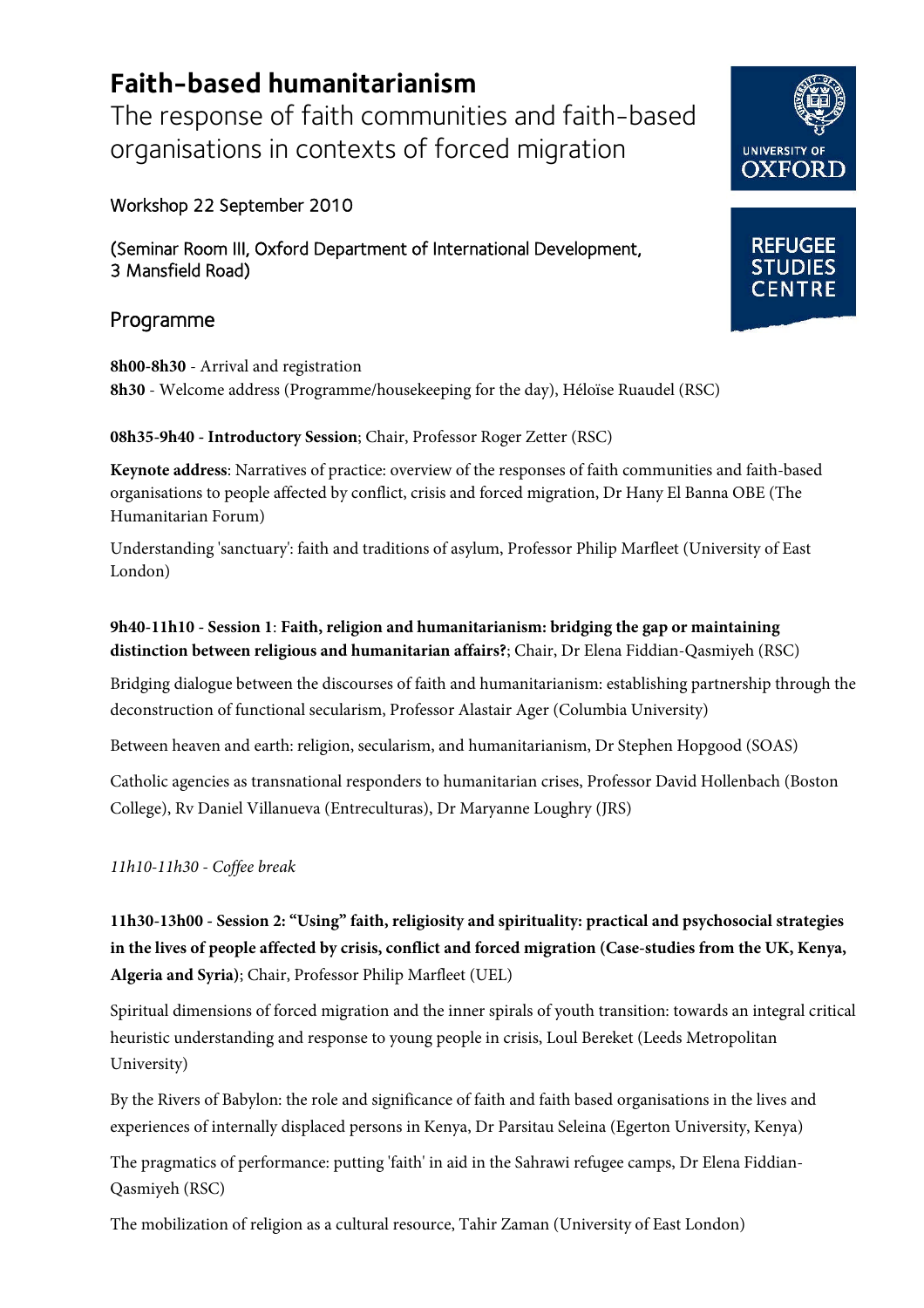# Faith-based humanitarianism

## The response of faith communities and faith-based organisations in contexts of forced migration

Workshop 22 September 2010

(Seminar Room III, Oxford Department of International Development, 3 Mansfield Road)

UNIVERSITY OF OXFORD

REFUGEE STUDIES CENTRE

## Programme

**8h00-8h30** - Arrival and registration
**8h30** - Welcome address (Programme/housekeeping for the day), Héloïse Ruaudel (RSC)

**08h35-9h40 - Introductory Session**; Chair, Professor Roger Zetter (RSC)

**Keynote address**: Narratives of practice: overview of the responses of faith communities and faith-based organisations to people affected by conflict, crisis and forced migration, Dr Hany El Banna OBE (The Humanitarian Forum)

Understanding 'sanctuary': faith and traditions of asylum, Professor Philip Marfleet (University of East London)

**9h40-11h10 - Session 1**: **Faith, religion and humanitarianism: bridging the gap or maintaining distinction between religious and humanitarian affairs?**; Chair, Dr Elena Fiddian-Qasmiyeh (RSC)

Bridging dialogue between the discourses of faith and humanitarianism: establishing partnership through the deconstruction of functional secularism, Professor Alastair Ager (Columbia University)

Between heaven and earth: religion, secularism, and humanitarianism, Dr Stephen Hopgood (SOAS)

Catholic agencies as transnational responders to humanitarian crises, Professor David Hollenbach (Boston College), Rv Daniel Villanueva (Entreculturas), Dr Maryanne Loughry (JRS)

*11h10-11h30 - Coffee break*

**11h30-13h00 - Session 2: "Using" faith, religiosity and spirituality: practical and psychosocial strategies in the lives of people affected by crisis, conflict and forced migration (Case-studies from the UK, Kenya, Algeria and Syria)**; Chair, Professor Philip Marfleet (UEL)

Spiritual dimensions of forced migration and the inner spirals of youth transition: towards an integral critical heuristic understanding and response to young people in crisis, Loul Bereket (Leeds Metropolitan University)

By the Rivers of Babylon: the role and significance of faith and faith based organisations in the lives and experiences of internally displaced persons in Kenya, Dr Parsitau Seleina (Egerton University, Kenya)

The pragmatics of performance: putting 'faith' in aid in the Sahrawi refugee camps, Dr Elena Fiddian-Qasmiyeh (RSC)

The mobilization of religion as a cultural resource, Tahir Zaman (University of East London)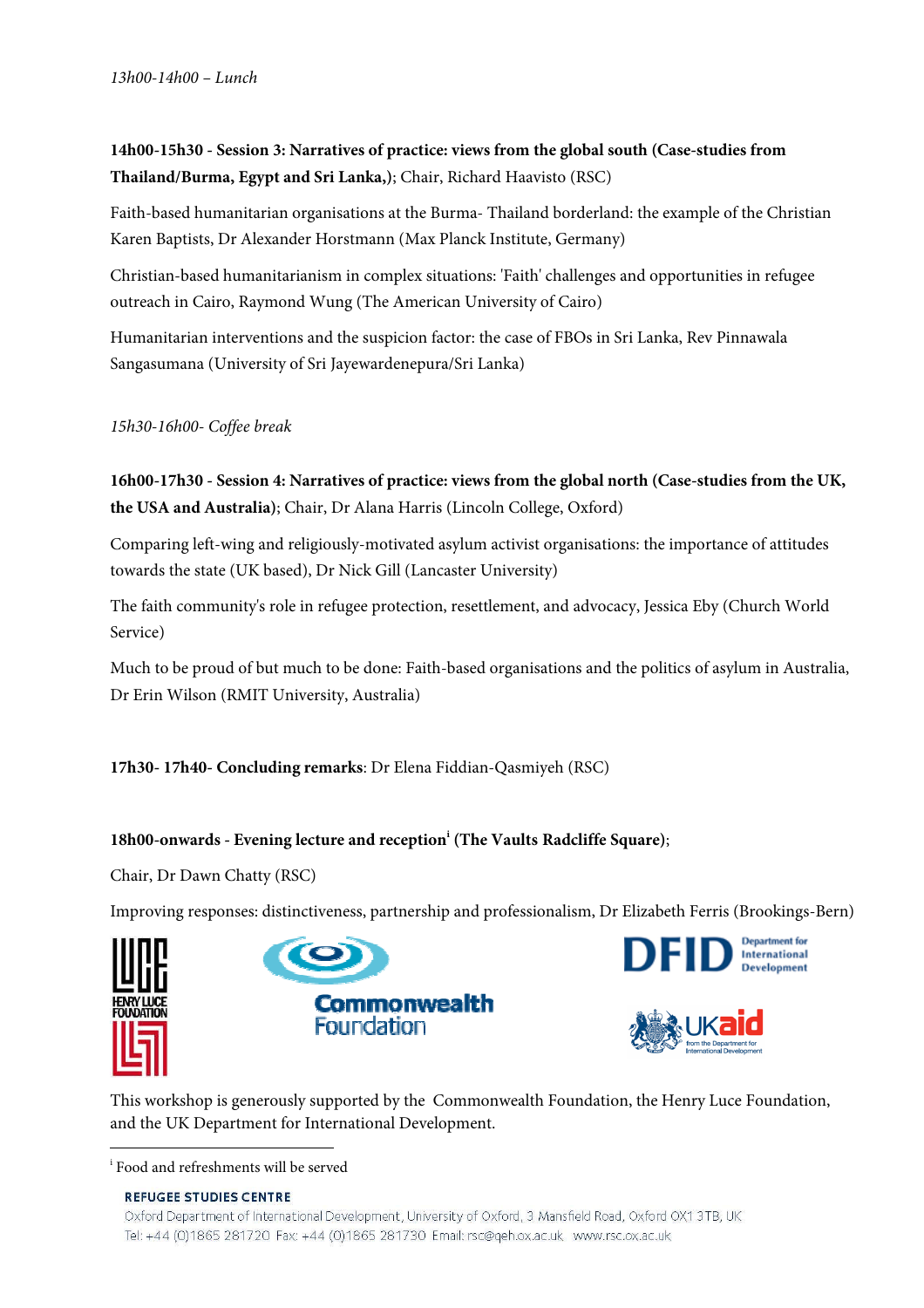*13h00-14h00 – Lunch*

**14h00-15h30 - Session 3: Narratives of practice: views from the global south (Case-studies from Thailand/Burma, Egypt and Sri Lanka,)**; Chair, Richard Haavisto (RSC)

Faith-based humanitarian organisations at the Burma- Thailand borderland: the example of the Christian Karen Baptists, Dr Alexander Horstmann (Max Planck Institute, Germany)

Christian-based humanitarianism in complex situations: 'Faith' challenges and opportunities in refugee outreach in Cairo, Raymond Wung (The American University of Cairo)

Humanitarian interventions and the suspicion factor: the case of FBOs in Sri Lanka, Rev Pinnawala Sangasumana (University of Sri Jayewardenepura/Sri Lanka)

*15h30-16h00- Coffee break*

**16h00-17h30 - Session 4: Narratives of practice: views from the global north (Case-studies from the UK, the USA and Australia)**; Chair, Dr Alana Harris (Lincoln College, Oxford)

Comparing left-wing and religiously-motivated asylum activist organisations: the importance of attitudes towards the state (UK based), Dr Nick Gill (Lancaster University)

The faith community's role in refugee protection, resettlement, and advocacy, Jessica Eby (Church World Service)

Much to be proud of but much to be done: Faith-based organisations and the politics of asylum in Australia, Dr Erin Wilson (RMIT University, Australia)

**17h30- 17h40- Concluding remarks**: Dr Elena Fiddian-Qasmiyeh (RSC)

**18h00-onwards - Evening lecture and reception[i] (The Vaults Radcliffe Square)**;

Chair, Dr Dawn Chatty (RSC)

Improving responses: distinctiveness, partnership and professionalism, Dr Elizabeth Ferris (Brookings-Bern)

This workshop is generously supported by the Commonwealth Foundation, the Henry Luce Foundation, and the UK Department for International Development.

[i] Food and refreshments will be served